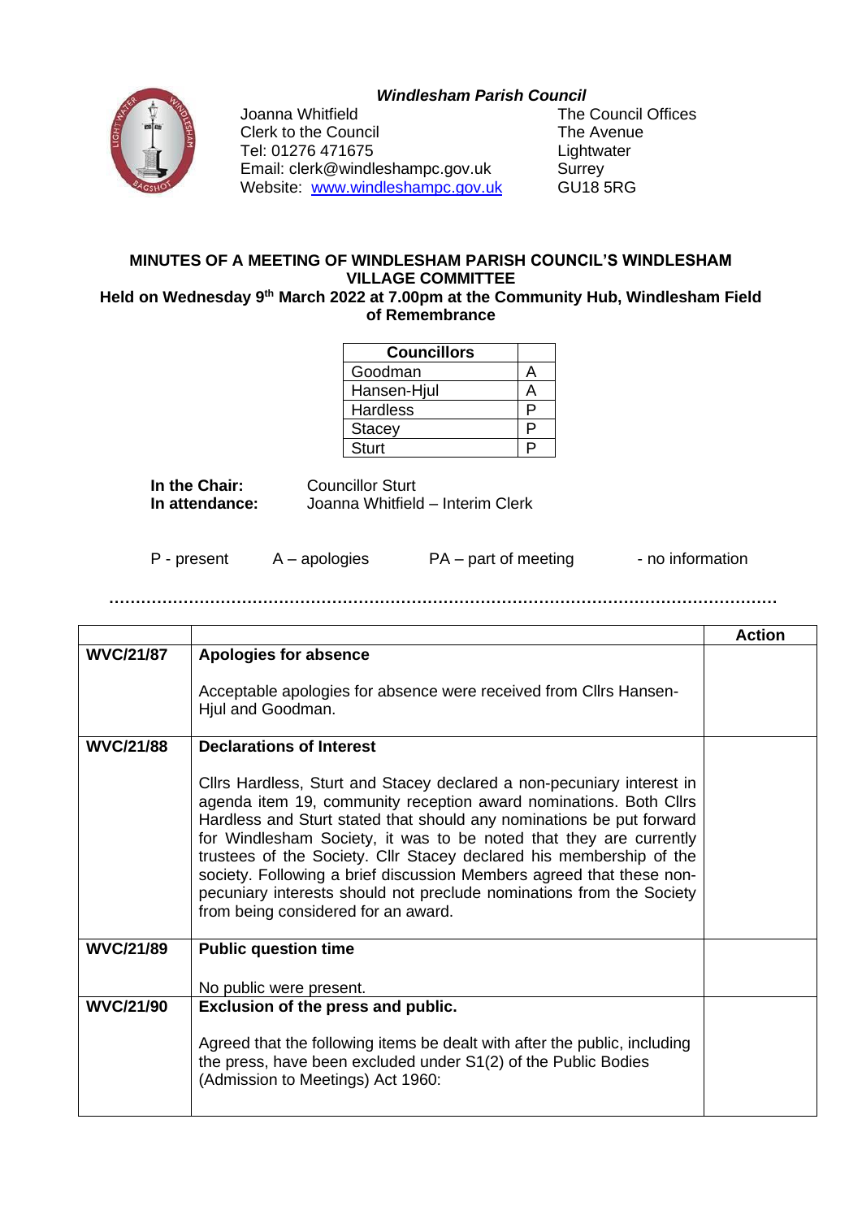***Windlesham Parish Council***

Joanna Whitfield
Clerk to the Council
Tel: 01276 471675
Email: clerk@windleshampc.gov.uk
Website: [www.windleshampc.gov.uk](www.windleshampc.gov.uk)

The Council Offices
The Avenue
Lightwater
Surrey
GU18 5RG

**MINUTES OF A MEETING OF WINDLESHAM PARISH COUNCIL'S WINDLESHAM VILLAGE COMMITTEE**

**Held on Wednesday 9th March 2022 at 7.00pm at the Community Hub, Windlesham Field of Remembrance**

| Councillors | |
|---|---|
| Goodman | A |
| Hansen-Hjul | A |
| Hardless | P |
| Stacey | P |
| Sturt | P |

**In the Chair:** Councillor Sturt
**In attendance:** Joanna Whitfield – Interim Clerk

P - present A – apologies PA – part of meeting - no information

…………………………………………………………………………………………………………

| | | Action |
|---|---|---|
| **WVC/21/87** | **Apologies for absence**<br><br>Acceptable apologies for absence were received from Cllrs Hansen-Hjul and Goodman. | |
| **WVC/21/88** | **Declarations of Interest**<br><br>Cllrs Hardless, Sturt and Stacey declared a non-pecuniary interest in agenda item 19, community reception award nominations. Both Cllrs Hardless and Sturt stated that should any nominations be put forward for Windlesham Society, it was to be noted that they are currently trustees of the Society. Cllr Stacey declared his membership of the society. Following a brief discussion Members agreed that these non-pecuniary interests should not preclude nominations from the Society from being considered for an award. | |
| **WVC/21/89** | **Public question time**<br><br>No public were present. | |
| **WVC/21/90** | **Exclusion of the press and public.**<br><br>Agreed that the following items be dealt with after the public, including the press, have been excluded under S1(2) of the Public Bodies (Admission to Meetings) Act 1960: | |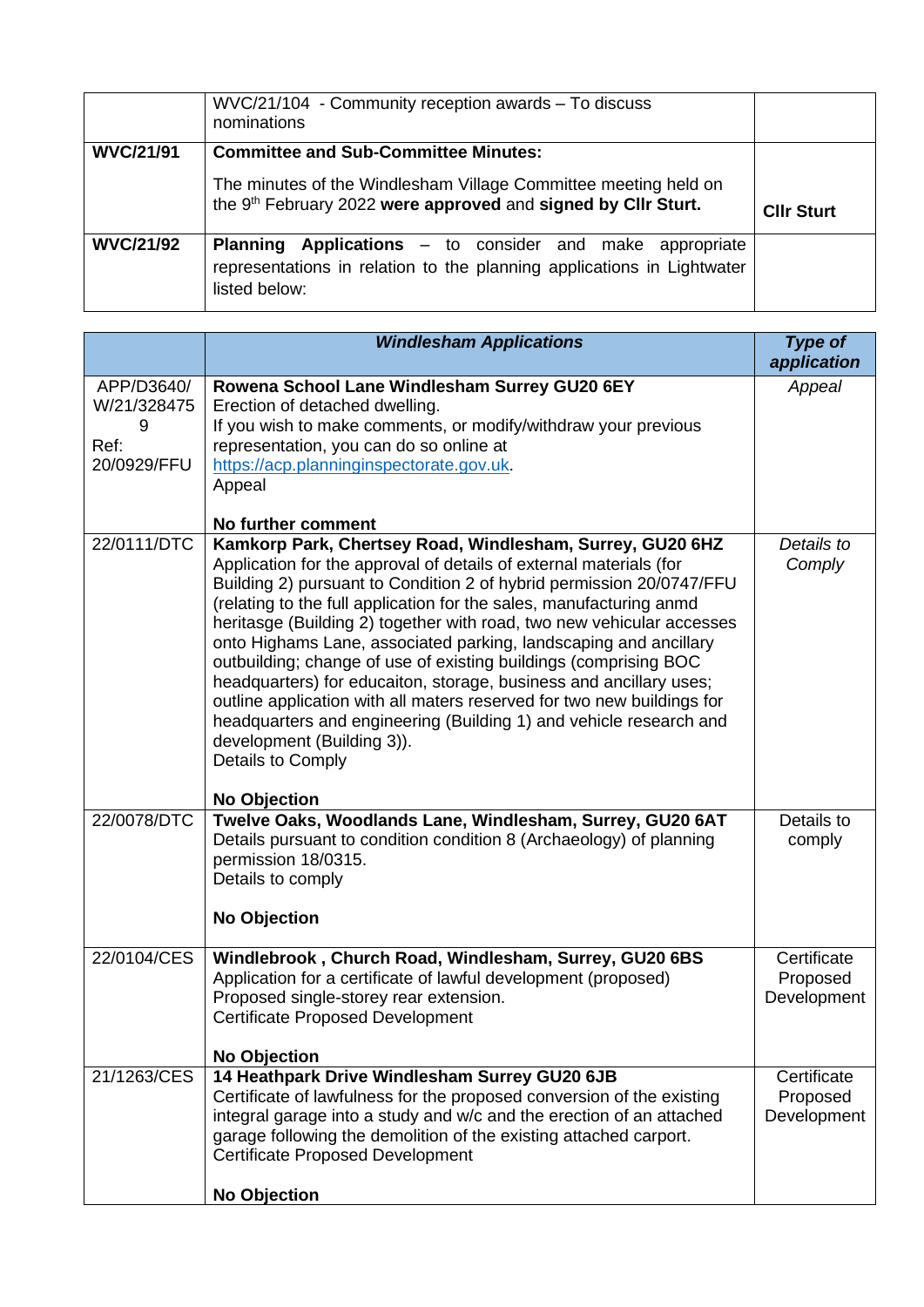| | | |
|---|---|---|
| | WVC/21/104 - Community reception awards – To discuss nominations | |
| **WVC/21/91** | **Committee and Sub-Committee Minutes:**<br><br>The minutes of the Windlesham Village Committee meeting held on the 9th February 2022 **were approved** and **signed by Cllr Sturt.** | **Cllr Sturt** |
| **WVC/21/92** | **Planning Applications** – to consider and make appropriate representations in relation to the planning applications in Lightwater listed below: | |

| | ***Windlesham Applications*** | ***Type of application*** |
|---|---|---|
| APP/D3640/W/21/3284759<br>Ref: 20/0929/FFU | **Rowena School Lane Windlesham Surrey GU20 6EY**<br>Erection of detached dwelling.<br>If you wish to make comments, or modify/withdraw your previous representation, you can do so online at https://acp.planninginspectorate.gov.uk.<br>Appeal<br><br>**No further comment** | *Appeal* |
| 22/0111/DTC | **Kamkorp Park, Chertsey Road, Windlesham, Surrey, GU20 6HZ**<br>Application for the approval of details of external materials (for Building 2) pursuant to Condition 2 of hybrid permission 20/0747/FFU (relating to the full application for the sales, manufacturing anmd heritasge (Building 2) together with road, two new vehicular accesses onto Highams Lane, associated parking, landscaping and ancillary outbuilding; change of use of existing buildings (comprising BOC headquarters) for educaiton, storage, business and ancillary uses; outline application with all maters reserved for two new buildings for headquarters and engineering (Building 1) and vehicle research and development (Building 3)).<br>Details to Comply<br><br>**No Objection** | *Details to Comply* |
| 22/0078/DTC | **Twelve Oaks, Woodlands Lane, Windlesham, Surrey, GU20 6AT**<br>Details pursuant to condition condition 8 (Archaeology) of planning permission 18/0315.<br>Details to comply<br><br>**No Objection** | Details to comply |
| 22/0104/CES | **Windlebrook , Church Road, Windlesham, Surrey, GU20 6BS**<br>Application for a certificate of lawful development (proposed) Proposed single-storey rear extension.<br>Certificate Proposed Development<br><br>**No Objection** | Certificate Proposed Development |
| 21/1263/CES | **14 Heathpark Drive Windlesham Surrey GU20 6JB**<br>Certificate of lawfulness for the proposed conversion of the existing integral garage into a study and w/c and the erection of an attached garage following the demolition of the existing attached carport.<br>Certificate Proposed Development<br><br>**No Objection** | Certificate Proposed Development |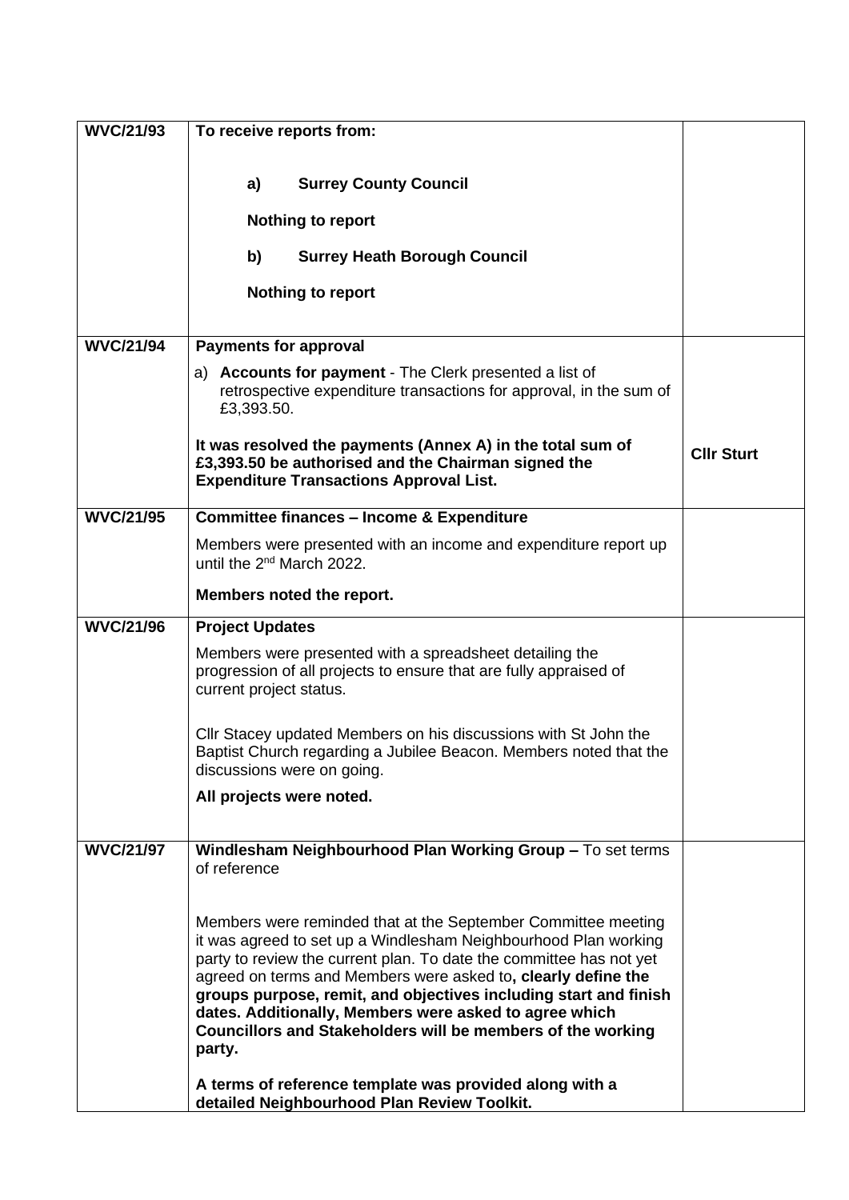| | | |
|---|---|---|
| **WVC/21/93** | **To receive reports from:**<br><br>**a) Surrey County Council**<br><br>**Nothing to report**<br><br>**b) Surrey Heath Borough Council**<br><br>**Nothing to report** | |
| **WVC/21/94** | **Payments for approval**<br><br>a) **Accounts for payment** - The Clerk presented a list of retrospective expenditure transactions for approval, in the sum of £3,393.50.<br><br>**It was resolved the payments (Annex A) in the total sum of £3,393.50 be authorised and the Chairman signed the Expenditure Transactions Approval List.** | **Cllr Sturt** |
| **WVC/21/95** | **Committee finances – Income & Expenditure**<br><br>Members were presented with an income and expenditure report up until the 2nd March 2022.<br><br>**Members noted the report.** | |
| **WVC/21/96** | **Project Updates**<br><br>Members were presented with a spreadsheet detailing the progression of all projects to ensure that are fully appraised of current project status.<br><br>Cllr Stacey updated Members on his discussions with St John the Baptist Church regarding a Jubilee Beacon. Members noted that the discussions were on going.<br><br>**All projects were noted.** | |
| **WVC/21/97** | **Windlesham Neighbourhood Plan Working Group –** To set terms of reference<br><br>Members were reminded that at the September Committee meeting it was agreed to set up a Windlesham Neighbourhood Plan working party to review the current plan. To date the committee has not yet agreed on terms and Members were asked to**, clearly define the groups purpose, remit, and objectives including start and finish dates. Additionally, Members were asked to agree which Councillors and Stakeholders will be members of the working party.**<br><br>**A terms of reference template was provided along with a detailed Neighbourhood Plan Review Toolkit.** | |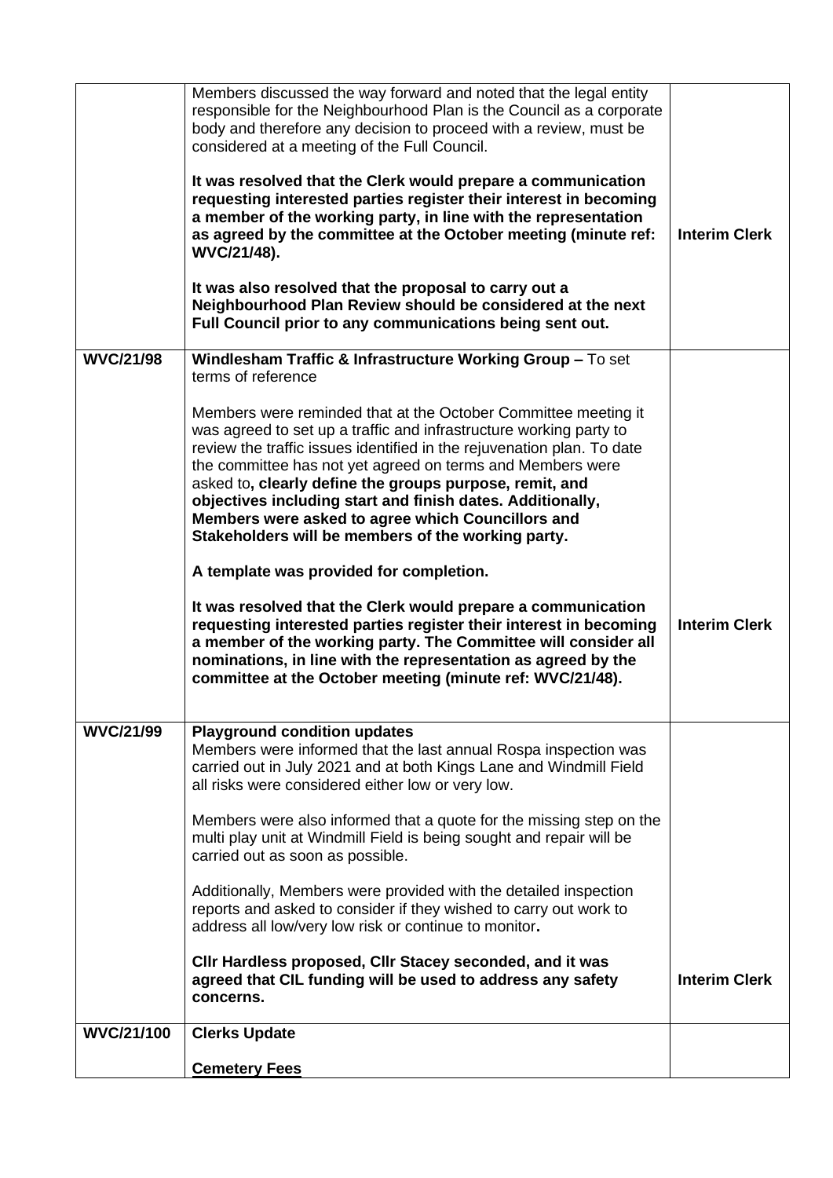| | | |
|---|---|---|
| | Members discussed the way forward and noted that the legal entity responsible for the Neighbourhood Plan is the Council as a corporate body and therefore any decision to proceed with a review, must be considered at a meeting of the Full Council.<br><br>**It was resolved that the Clerk would prepare a communication requesting interested parties register their interest in becoming a member of the working party, in line with the representation as agreed by the committee at the October meeting (minute ref: WVC/21/48).**<br><br>**It was also resolved that the proposal to carry out a Neighbourhood Plan Review should be considered at the next Full Council prior to any communications being sent out.** | **Interim Clerk** |
| **WVC/21/98** | **Windlesham Traffic & Infrastructure Working Group –** To set terms of reference<br><br>Members were reminded that at the October Committee meeting it was agreed to set up a traffic and infrastructure working party to review the traffic issues identified in the rejuvenation plan. To date the committee has not yet agreed on terms and Members were asked to**, clearly define the groups purpose, remit, and objectives including start and finish dates. Additionally, Members were asked to agree which Councillors and Stakeholders will be members of the working party.**<br><br>**A template was provided for completion.**<br><br>**It was resolved that the Clerk would prepare a communication requesting interested parties register their interest in becoming a member of the working party. The Committee will consider all nominations, in line with the representation as agreed by the committee at the October meeting (minute ref: WVC/21/48).** | **Interim Clerk** |
| **WVC/21/99** | **Playground condition updates**<br>Members were informed that the last annual Rospa inspection was carried out in July 2021 and at both Kings Lane and Windmill Field all risks were considered either low or very low.<br><br>Members were also informed that a quote for the missing step on the multi play unit at Windmill Field is being sought and repair will be carried out as soon as possible.<br><br>Additionally, Members were provided with the detailed inspection reports and asked to consider if they wished to carry out work to address all low/very low risk or continue to monitor**.**<br><br>**Cllr Hardless proposed, Cllr Stacey seconded, and it was agreed that CIL funding will be used to address any safety concerns.** | **Interim Clerk** |
| **WVC/21/100** | **Clerks Update**<br><br>**<u>Cemetery Fees</u>** | |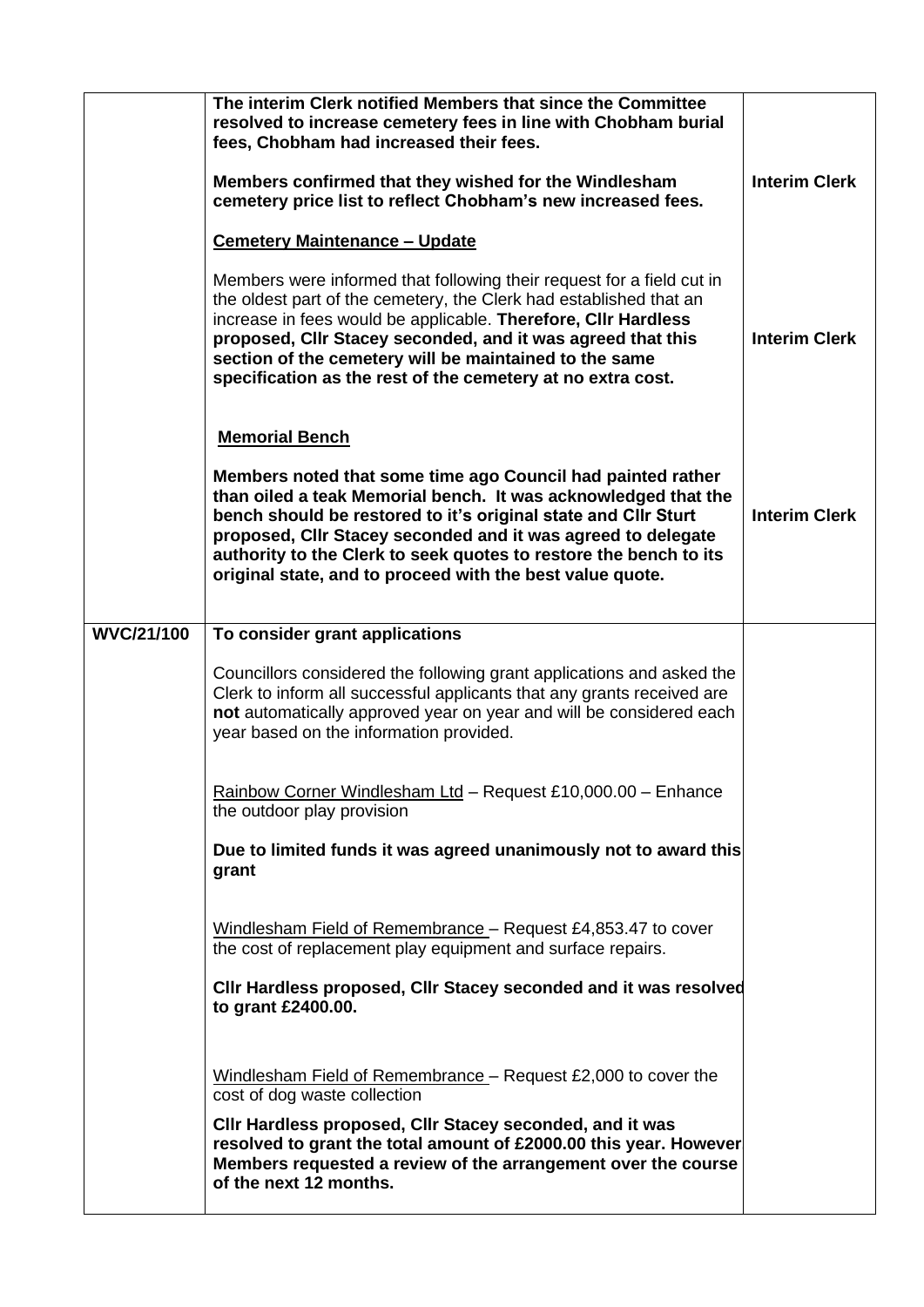| | | |
|---|---|---|
| | **The interim Clerk notified Members that since the Committee resolved to increase cemetery fees in line with Chobham burial fees, Chobham had increased their fees.**<br><br>**Members confirmed that they wished for the Windlesham cemetery price list to reflect Chobham's new increased fees.**<br><br>**<u>Cemetery Maintenance – Update</u>**<br><br>Members were informed that following their request for a field cut in the oldest part of the cemetery, the Clerk had established that an increase in fees would be applicable. **Therefore, Cllr Hardless proposed, Cllr Stacey seconded, and it was agreed that this section of the cemetery will be maintained to the same specification as the rest of the cemetery at no extra cost.**<br><br>**<u>Memorial Bench</u>**<br><br>**Members noted that some time ago Council had painted rather than oiled a teak Memorial bench. It was acknowledged that the bench should be restored to it's original state and Cllr Sturt proposed, Cllr Stacey seconded and it was agreed to delegate authority to the Clerk to seek quotes to restore the bench to its original state, and to proceed with the best value quote.** | **Interim Clerk**<br><br>**Interim Clerk**<br><br>**Interim Clerk** |
| **WVC/21/100** | **To consider grant applications**<br><br>Councillors considered the following grant applications and asked the Clerk to inform all successful applicants that any grants received are **not** automatically approved year on year and will be considered each year based on the information provided.<br><br><u>Rainbow Corner Windlesham Ltd</u> – Request £10,000.00 – Enhance the outdoor play provision<br><br>**Due to limited funds it was agreed unanimously not to award this grant**<br><br><u>Windlesham Field of Remembrance</u> – Request £4,853.47 to cover the cost of replacement play equipment and surface repairs.<br><br>**Cllr Hardless proposed, Cllr Stacey seconded and it was resolved to grant £2400.00.**<br><br><u>Windlesham Field of Remembrance</u> – Request £2,000 to cover the cost of dog waste collection<br><br>**Cllr Hardless proposed, Cllr Stacey seconded, and it was resolved to grant the total amount of £2000.00 this year. However Members requested a review of the arrangement over the course of the next 12 months.** | |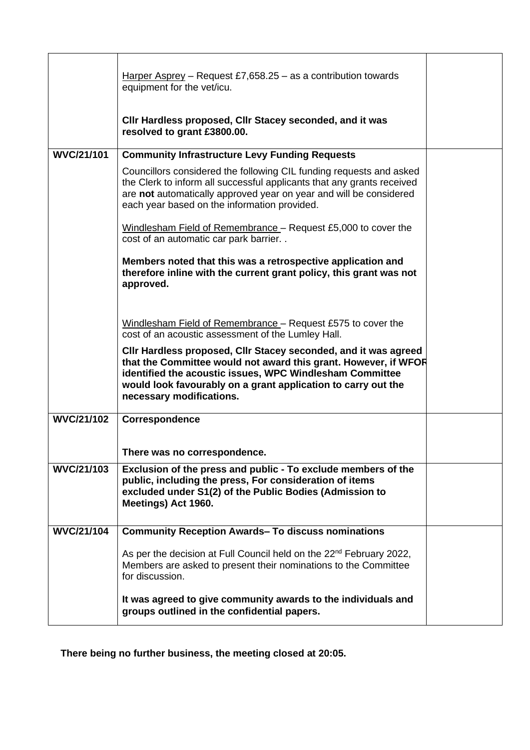| | | |
|---|---|---|
| | Harper Asprey – Request £7,658.25 – as a contribution towards equipment for the vet/icu.<br><br>**Cllr Hardless proposed, Cllr Stacey seconded, and it was resolved to grant £3800.00.** | |
| **WVC/21/101** | **Community Infrastructure Levy Funding Requests**<br><br>Councillors considered the following CIL funding requests and asked the Clerk to inform all successful applicants that any grants received are **not** automatically approved year on year and will be considered each year based on the information provided.<br><br>Windlesham Field of Remembrance – Request £5,000 to cover the cost of an automatic car park barrier. .<br><br>**Members noted that this was a retrospective application and therefore inline with the current grant policy, this grant was not approved.**<br><br>Windlesham Field of Remembrance – Request £575 to cover the cost of an acoustic assessment of the Lumley Hall.<br><br>**Cllr Hardless proposed, Cllr Stacey seconded, and it was agreed that the Committee would not award this grant. However, if WFOR identified the acoustic issues, WPC Windlesham Committee would look favourably on a grant application to carry out the necessary modifications.** | |
| **WVC/21/102** | **Correspondence**<br><br>**There was no correspondence.** | |
| **WVC/21/103** | **Exclusion of the press and public - To exclude members of the public, including the press, For consideration of items excluded under S1(2) of the Public Bodies (Admission to Meetings) Act 1960.** | |
| **WVC/21/104** | **Community Reception Awards– To discuss nominations**<br><br>As per the decision at Full Council held on the 22nd February 2022, Members are asked to present their nominations to the Committee for discussion.<br><br>**It was agreed to give community awards to the individuals and groups outlined in the confidential papers.** | |

**There being no further business, the meeting closed at 20:05.**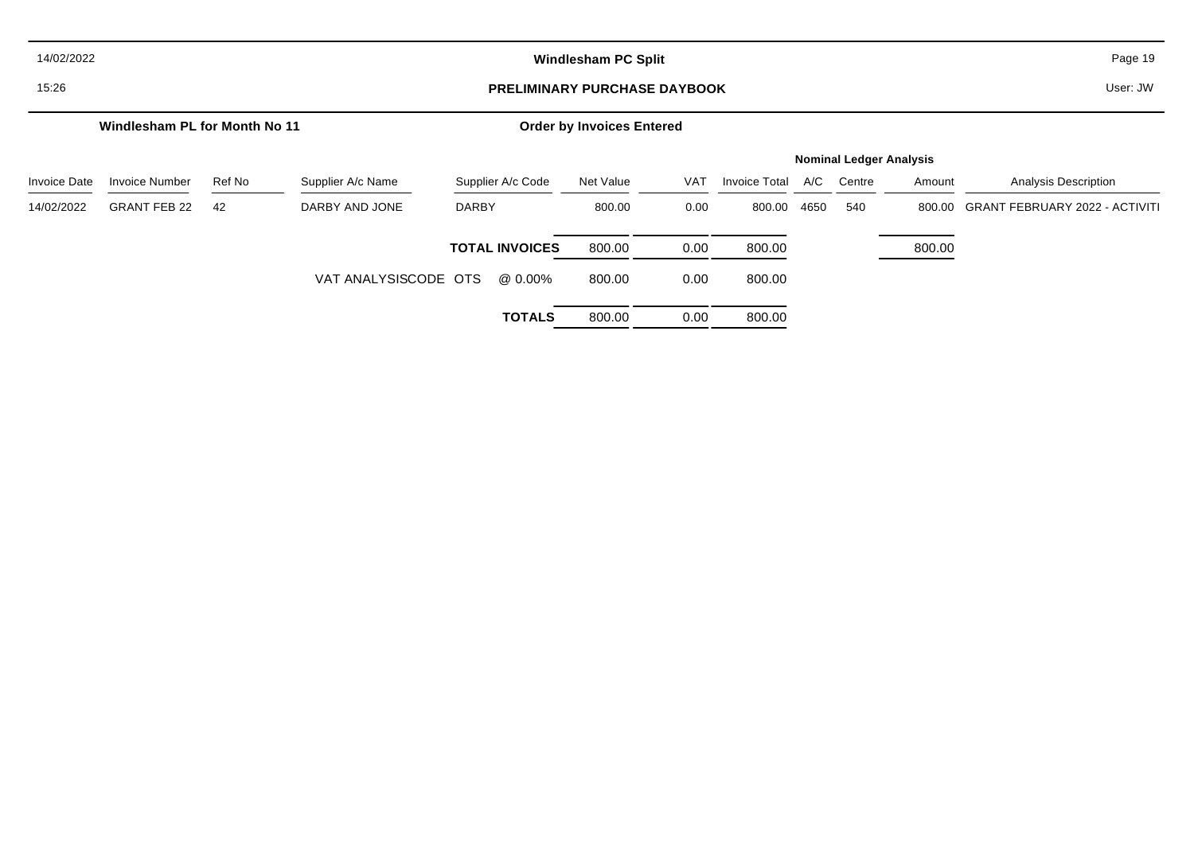**Windlesham PC Split**

**PRELIMINARY PURCHASE DAYBOOK**

14/02/2022
15:26

User: JW

**Windlesham PL for Month No 11** | **Order by Invoices Entered**

| Invoice Date | Invoice Number | Ref No | Supplier A/c Name | Supplier A/c Code | Net Value | VAT | Invoice Total | A/C | Centre | Amount | Analysis Description |
|---|---|---|---|---|---|---|---|---|---|---|---|
| | | | | | | | | **Nominal Ledger Analysis** | | | |
| 14/02/2022 | GRANT FEB 22 | 42 | DARBY AND JONE | DARBY | 800.00 | 0.00 | 800.00 | 4650 | 540 | 800.00 | GRANT FEBRUARY 2022 - ACTIVITI |
| | | | | **TOTAL INVOICES** | 800.00 | 0.00 | 800.00 | | | 800.00 | |
| | | | VAT ANALYSISCODE OTS | @ 0.00% | 800.00 | 0.00 | 800.00 | | | | |
| | | | | **TOTALS** | 800.00 | 0.00 | 800.00 | | | | |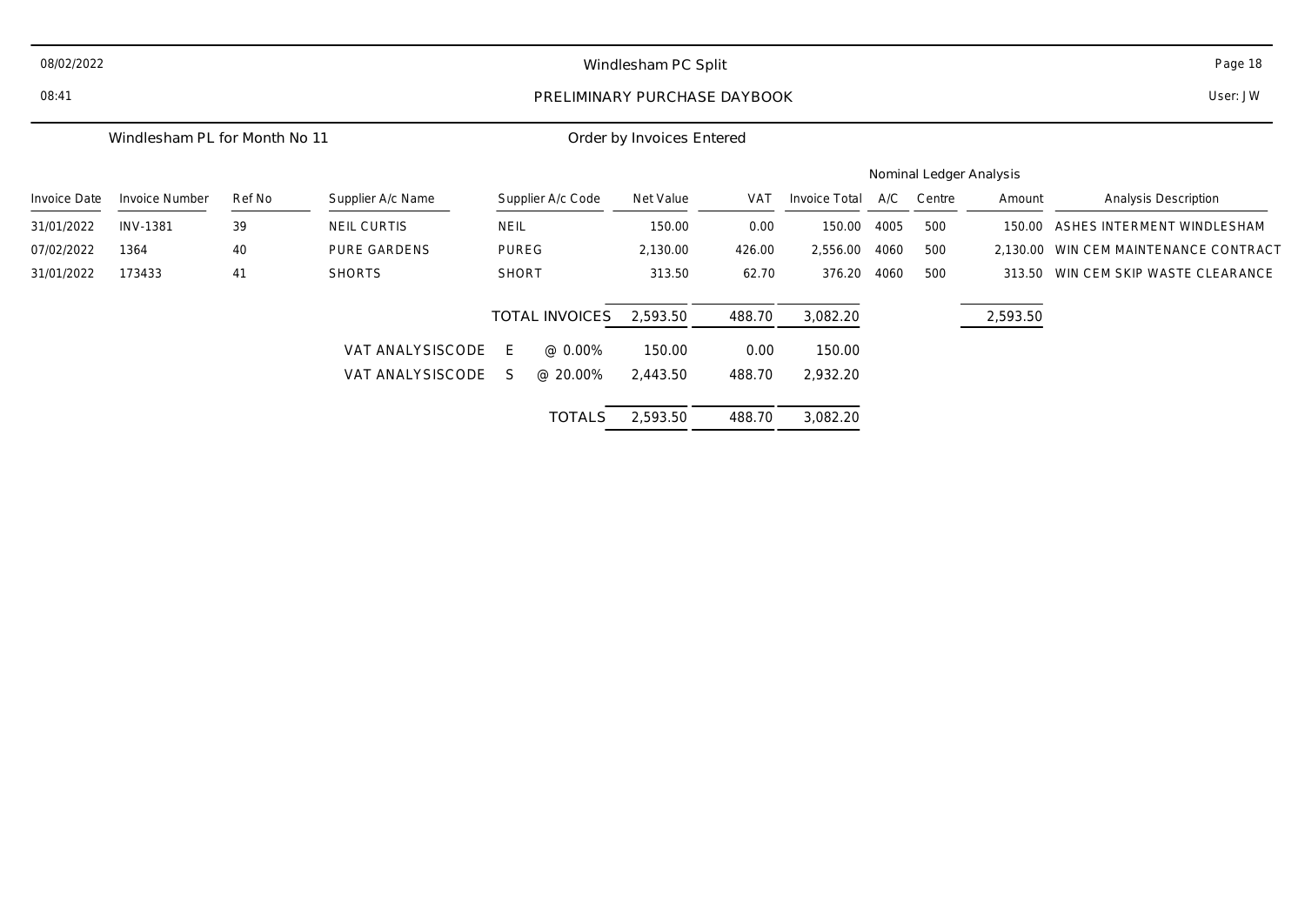08/02/2022

08:41

# Windlesham PC Split

## PRELIMINARY PURCHASE DAYBOOK

User: JW

Windlesham PL for Month No 11 — Order by Invoices Entered

| Invoice Date | Invoice Number | Ref No | Supplier A/c Name | Supplier A/c Code | Net Value | VAT | Invoice Total | Nominal Ledger Analysis A/C | Centre | Amount | Analysis Description |
|---|---|---|---|---|---|---|---|---|---|---|---|
| 31/01/2022 | INV-1381 | 39 | NEIL CURTIS | NEIL | 150.00 | 0.00 | 150.00 | 4005 | 500 | 150.00 | ASHES INTERMENT WINDLESHAM |
| 07/02/2022 | 1364 | 40 | PURE GARDENS | PUREG | 2,130.00 | 426.00 | 2,556.00 | 4060 | 500 | 2,130.00 | WIN CEM MAINTENANCE CONTRACT |
| 31/01/2022 | 173433 | 41 | SHORTS | SHORT | 313.50 | 62.70 | 376.20 | 4060 | 500 | 313.50 | WIN CEM SKIP WASTE CLEARANCE |
| | | | | TOTAL INVOICES | 2,593.50 | 488.70 | 3,082.20 | | | 2,593.50 | |

| | | | Net Value | VAT | Invoice Total |
|---|---|---|---|---|---|
| VAT ANALYSISCODE | E | @ 0.00% | 150.00 | 0.00 | 150.00 |
| VAT ANALYSISCODE | S | @ 20.00% | 2,443.50 | 488.70 | 2,932.20 |
| | | TOTALS | 2,593.50 | 488.70 | 3,082.20 |